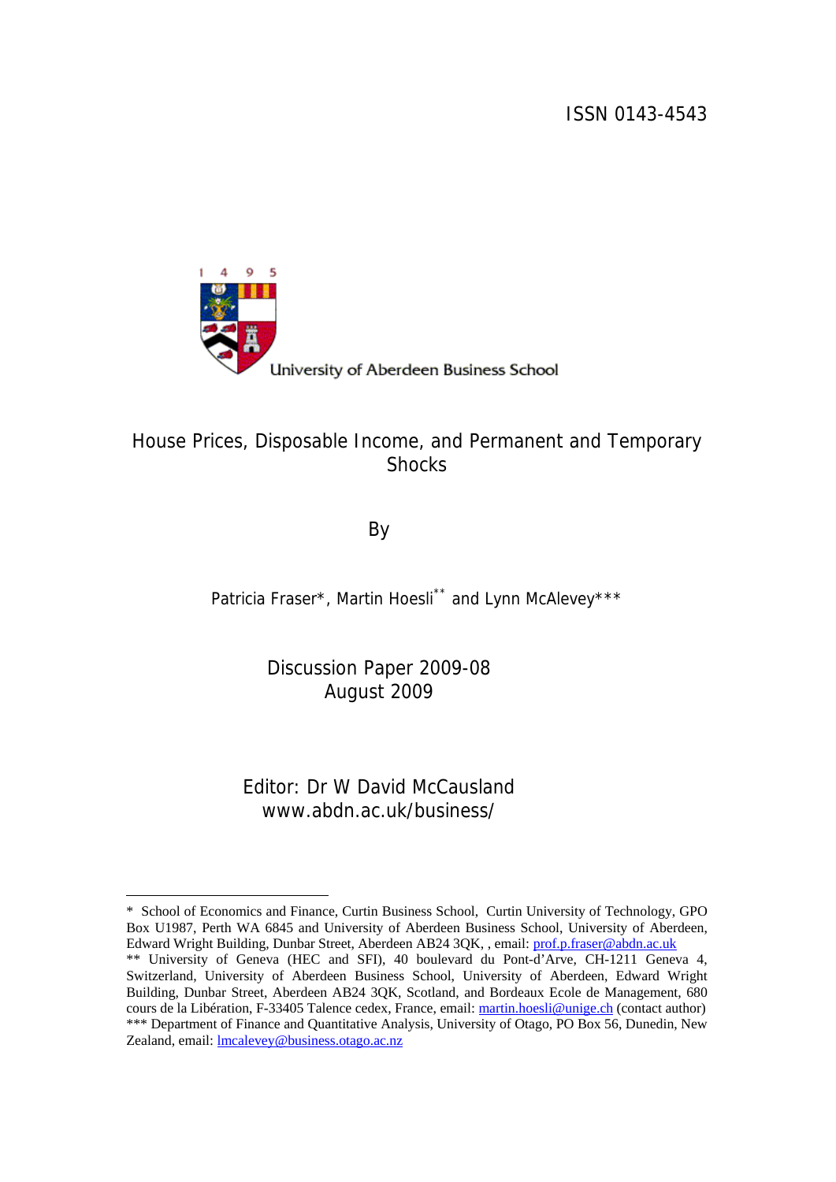ISSN 0143-4543

University of Aberdeen Business School

# House Prices, Disposable Income, and Permanent and Temporary Shocks

By

Patricia Fraser*, Martin Hoesli** and Lynn McAlevey***

Discussion Paper 2009-08
August 2009

Editor: Dr W David McCausland
www.abdn.ac.uk/business/

---

* School of Economics and Finance, Curtin Business School, Curtin University of Technology, GPO Box U1987, Perth WA 6845 and University of Aberdeen Business School, University of Aberdeen, Edward Wright Building, Dunbar Street, Aberdeen AB24 3QK, , email: prof.p.fraser@abdn.ac.uk

** University of Geneva (HEC and SFI), 40 boulevard du Pont-d'Arve, CH-1211 Geneva 4, Switzerland, University of Aberdeen Business School, University of Aberdeen, Edward Wright Building, Dunbar Street, Aberdeen AB24 3QK, Scotland, and Bordeaux Ecole de Management, 680 cours de la Libération, F-33405 Talence cedex, France, email: martin.hoesli@unige.ch (contact author)

*** Department of Finance and Quantitative Analysis, University of Otago, PO Box 56, Dunedin, New Zealand, email: lmcalevey@business.otago.ac.nz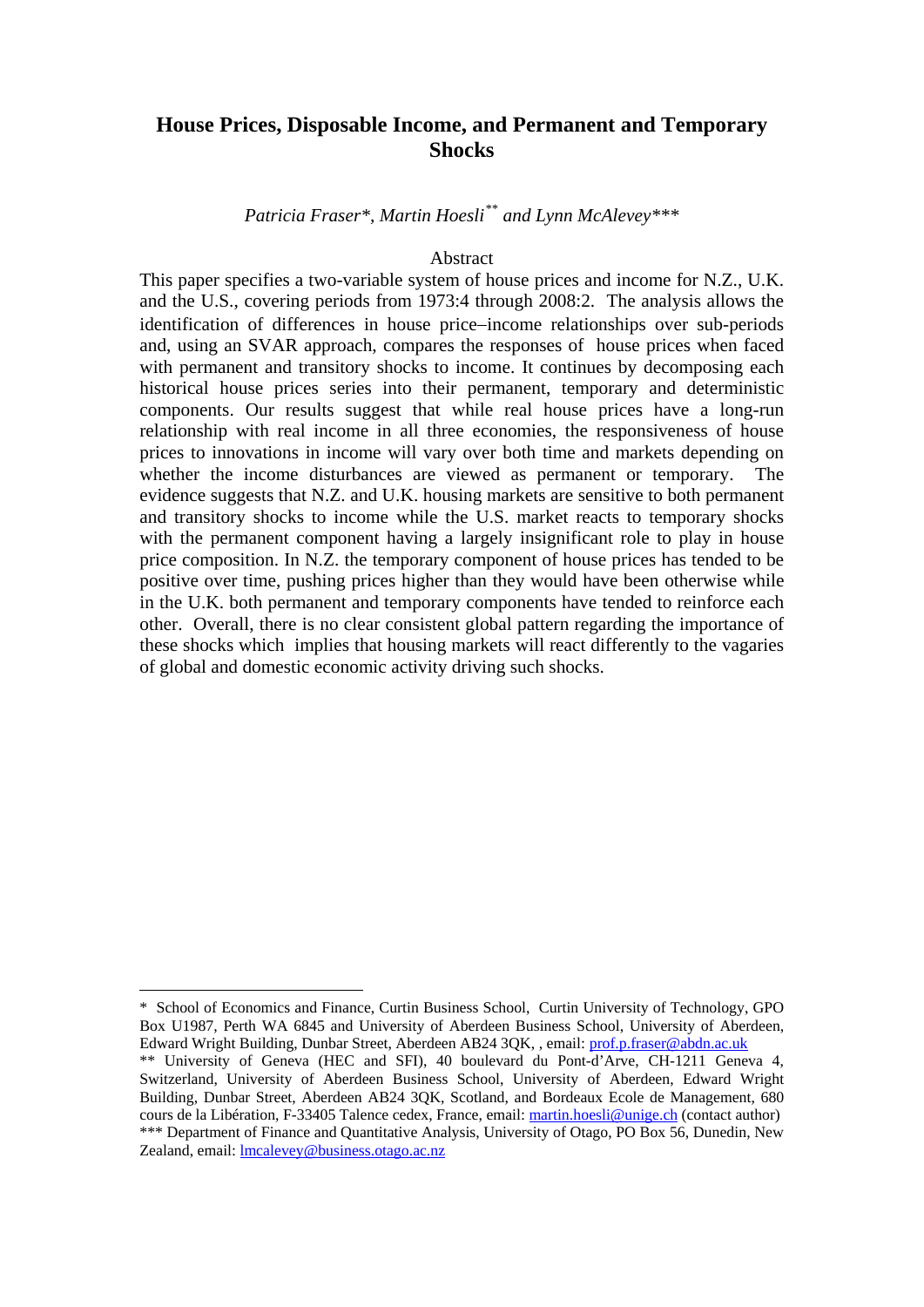# House Prices, Disposable Income, and Permanent and Temporary Shocks

*Patricia Fraser\*, Martin Hoesli\*\* and Lynn McAlevey\*\*\**

## Abstract

This paper specifies a two-variable system of house prices and income for N.Z., U.K. and the U.S., covering periods from 1973:4 through 2008:2. The analysis allows the identification of differences in house price–income relationships over sub-periods and, using an SVAR approach, compares the responses of house prices when faced with permanent and transitory shocks to income. It continues by decomposing each historical house prices series into their permanent, temporary and deterministic components. Our results suggest that while real house prices have a long-run relationship with real income in all three economies, the responsiveness of house prices to innovations in income will vary over both time and markets depending on whether the income disturbances are viewed as permanent or temporary. The evidence suggests that N.Z. and U.K. housing markets are sensitive to both permanent and transitory shocks to income while the U.S. market reacts to temporary shocks with the permanent component having a largely insignificant role to play in house price composition. In N.Z. the temporary component of house prices has tended to be positive over time, pushing prices higher than they would have been otherwise while in the U.K. both permanent and temporary components have tended to reinforce each other. Overall, there is no clear consistent global pattern regarding the importance of these shocks which implies that housing markets will react differently to the vagaries of global and domestic economic activity driving such shocks.

---

\* School of Economics and Finance, Curtin Business School, Curtin University of Technology, GPO Box U1987, Perth WA 6845 and University of Aberdeen Business School, University of Aberdeen, Edward Wright Building, Dunbar Street, Aberdeen AB24 3QK, , email: prof.p.fraser@abdn.ac.uk

\*\* University of Geneva (HEC and SFI), 40 boulevard du Pont-d'Arve, CH-1211 Geneva 4, Switzerland, University of Aberdeen Business School, University of Aberdeen, Edward Wright Building, Dunbar Street, Aberdeen AB24 3QK, Scotland, and Bordeaux Ecole de Management, 680 cours de la Libération, F-33405 Talence cedex, France, email: martin.hoesli@unige.ch (contact author)

\*\*\* Department of Finance and Quantitative Analysis, University of Otago, PO Box 56, Dunedin, New Zealand, email: lmcalevey@business.otago.ac.nz